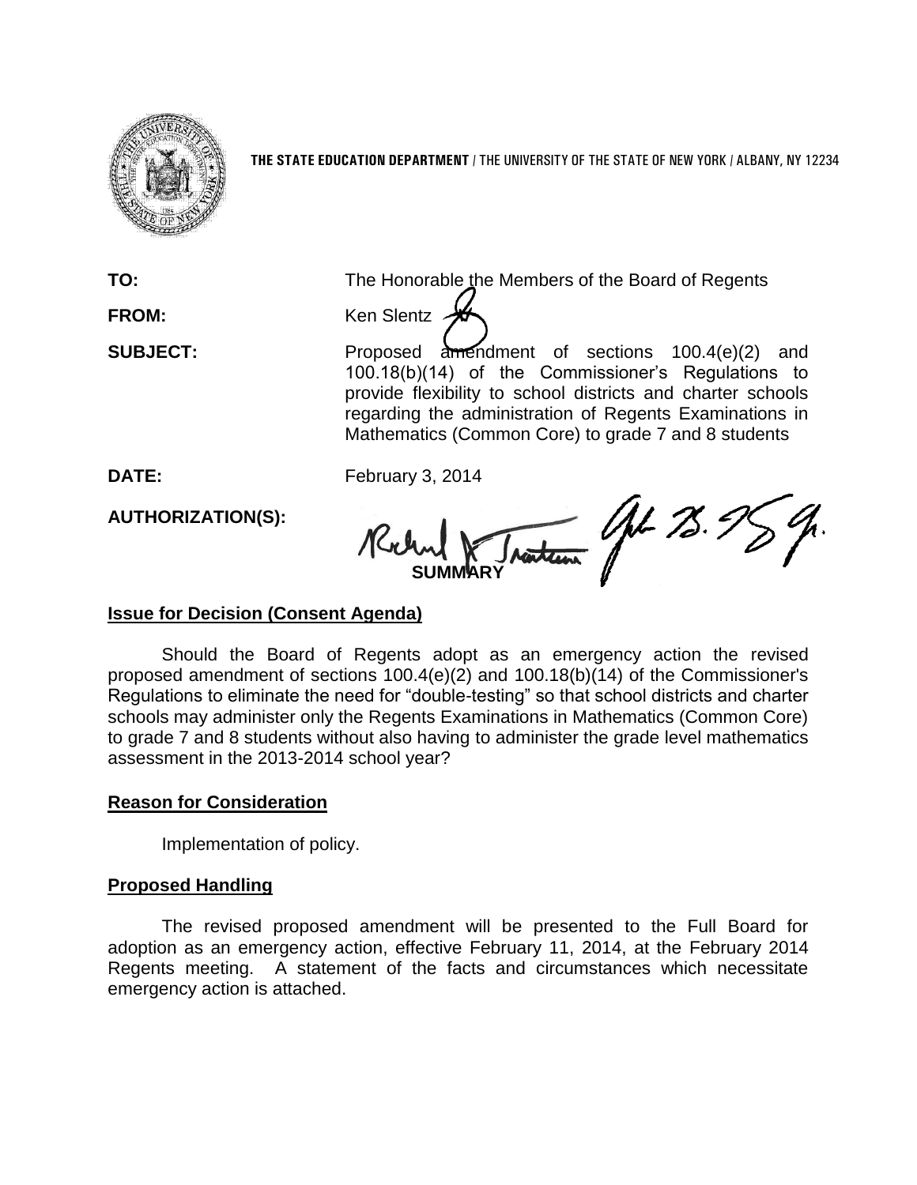**THE STATE EDUCATION DEPARTMENT** / THE UNIVERSITY OF THE STATE OF NEW YORK / ALBANY, NY 12234

**TO:** The Honorable the Members of the Board of Regents

**FROM:** Ken Slentz

**SUBJECT:** Proposed amendment of sections 100.4(e)(2) and 100.18(b)(14) of the Commissioner's Regulations to provide flexibility to school districts and charter schools regarding the administration of Regents Examinations in Mathematics (Common Core) to grade 7 and 8 students

**DATE:** February 3, 2014

**AUTHORIZATION(S):**

**SUMMARY**

## Issue for Decision (Consent Agenda)

Should the Board of Regents adopt as an emergency action the revised proposed amendment of sections 100.4(e)(2) and 100.18(b)(14) of the Commissioner's Regulations to eliminate the need for "double-testing" so that school districts and charter schools may administer only the Regents Examinations in Mathematics (Common Core) to grade 7 and 8 students without also having to administer the grade level mathematics assessment in the 2013-2014 school year?

## Reason for Consideration

Implementation of policy.

## Proposed Handling

The revised proposed amendment will be presented to the Full Board for adoption as an emergency action, effective February 11, 2014, at the February 2014 Regents meeting. A statement of the facts and circumstances which necessitate emergency action is attached.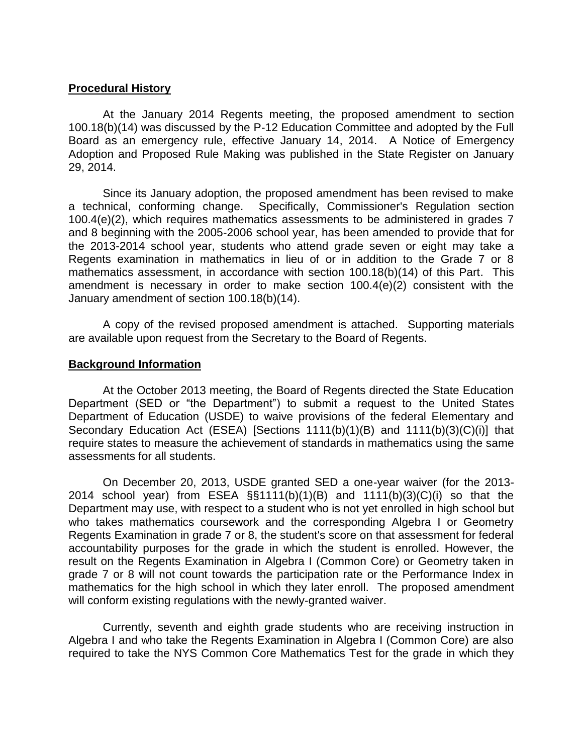**Procedural History**

At the January 2014 Regents meeting, the proposed amendment to section 100.18(b)(14) was discussed by the P-12 Education Committee and adopted by the Full Board as an emergency rule, effective January 14, 2014. A Notice of Emergency Adoption and Proposed Rule Making was published in the State Register on January 29, 2014.

Since its January adoption, the proposed amendment has been revised to make a technical, conforming change. Specifically, Commissioner's Regulation section 100.4(e)(2), which requires mathematics assessments to be administered in grades 7 and 8 beginning with the 2005-2006 school year, has been amended to provide that for the 2013-2014 school year, students who attend grade seven or eight may take a Regents examination in mathematics in lieu of or in addition to the Grade 7 or 8 mathematics assessment, in accordance with section 100.18(b)(14) of this Part. This amendment is necessary in order to make section 100.4(e)(2) consistent with the January amendment of section 100.18(b)(14).

A copy of the revised proposed amendment is attached. Supporting materials are available upon request from the Secretary to the Board of Regents.

**Background Information**

At the October 2013 meeting, the Board of Regents directed the State Education Department (SED or "the Department") to submit a request to the United States Department of Education (USDE) to waive provisions of the federal Elementary and Secondary Education Act (ESEA) [Sections 1111(b)(1)(B) and 1111(b)(3)(C)(i)] that require states to measure the achievement of standards in mathematics using the same assessments for all students.

On December 20, 2013, USDE granted SED a one-year waiver (for the 2013-2014 school year) from ESEA §§1111(b)(1)(B) and 1111(b)(3)(C)(i) so that the Department may use, with respect to a student who is not yet enrolled in high school but who takes mathematics coursework and the corresponding Algebra I or Geometry Regents Examination in grade 7 or 8, the student's score on that assessment for federal accountability purposes for the grade in which the student is enrolled. However, the result on the Regents Examination in Algebra I (Common Core) or Geometry taken in grade 7 or 8 will not count towards the participation rate or the Performance Index in mathematics for the high school in which they later enroll. The proposed amendment will conform existing regulations with the newly-granted waiver.

Currently, seventh and eighth grade students who are receiving instruction in Algebra I and who take the Regents Examination in Algebra I (Common Core) are also required to take the NYS Common Core Mathematics Test for the grade in which they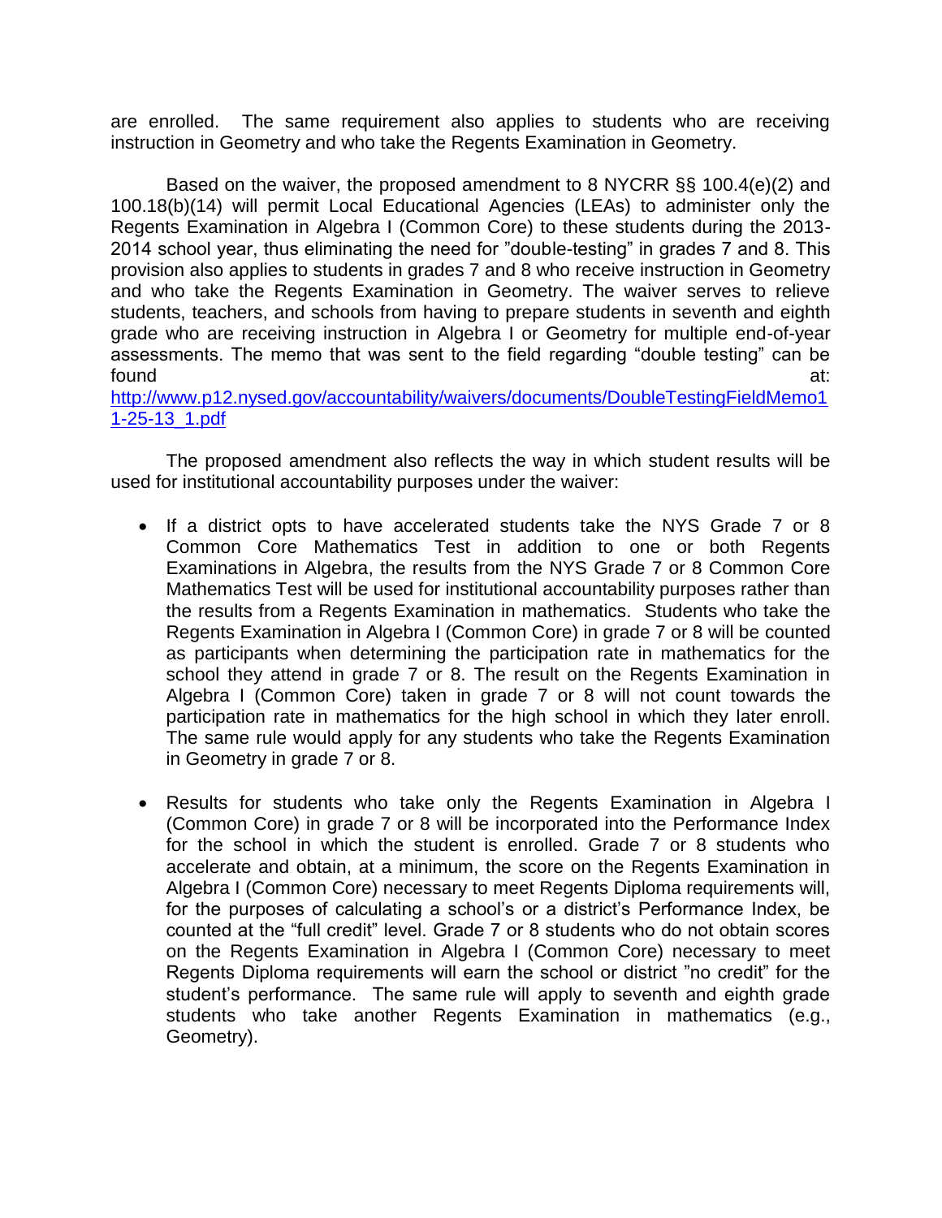are enrolled. The same requirement also applies to students who are receiving instruction in Geometry and who take the Regents Examination in Geometry.

Based on the waiver, the proposed amendment to 8 NYCRR §§ 100.4(e)(2) and 100.18(b)(14) will permit Local Educational Agencies (LEAs) to administer only the Regents Examination in Algebra I (Common Core) to these students during the 2013-2014 school year, thus eliminating the need for "double-testing" in grades 7 and 8. This provision also applies to students in grades 7 and 8 who receive instruction in Geometry and who take the Regents Examination in Geometry. The waiver serves to relieve students, teachers, and schools from having to prepare students in seventh and eighth grade who are receiving instruction in Algebra I or Geometry for multiple end-of-year assessments. The memo that was sent to the field regarding "double testing" can be found at: [http://www.p12.nysed.gov/accountability/waivers/documents/DoubleTestingFieldMemo11-25-13_1.pdf](http://www.p12.nysed.gov/accountability/waivers/documents/DoubleTestingFieldMemo11-25-13_1.pdf)

The proposed amendment also reflects the way in which student results will be used for institutional accountability purposes under the waiver:

- If a district opts to have accelerated students take the NYS Grade 7 or 8 Common Core Mathematics Test in addition to one or both Regents Examinations in Algebra, the results from the NYS Grade 7 or 8 Common Core Mathematics Test will be used for institutional accountability purposes rather than the results from a Regents Examination in mathematics. Students who take the Regents Examination in Algebra I (Common Core) in grade 7 or 8 will be counted as participants when determining the participation rate in mathematics for the school they attend in grade 7 or 8. The result on the Regents Examination in Algebra I (Common Core) taken in grade 7 or 8 will not count towards the participation rate in mathematics for the high school in which they later enroll. The same rule would apply for any students who take the Regents Examination in Geometry in grade 7 or 8.

- Results for students who take only the Regents Examination in Algebra I (Common Core) in grade 7 or 8 will be incorporated into the Performance Index for the school in which the student is enrolled. Grade 7 or 8 students who accelerate and obtain, at a minimum, the score on the Regents Examination in Algebra I (Common Core) necessary to meet Regents Diploma requirements will, for the purposes of calculating a school's or a district's Performance Index, be counted at the "full credit" level. Grade 7 or 8 students who do not obtain scores on the Regents Examination in Algebra I (Common Core) necessary to meet Regents Diploma requirements will earn the school or district "no credit" for the student's performance. The same rule will apply to seventh and eighth grade students who take another Regents Examination in mathematics (e.g., Geometry).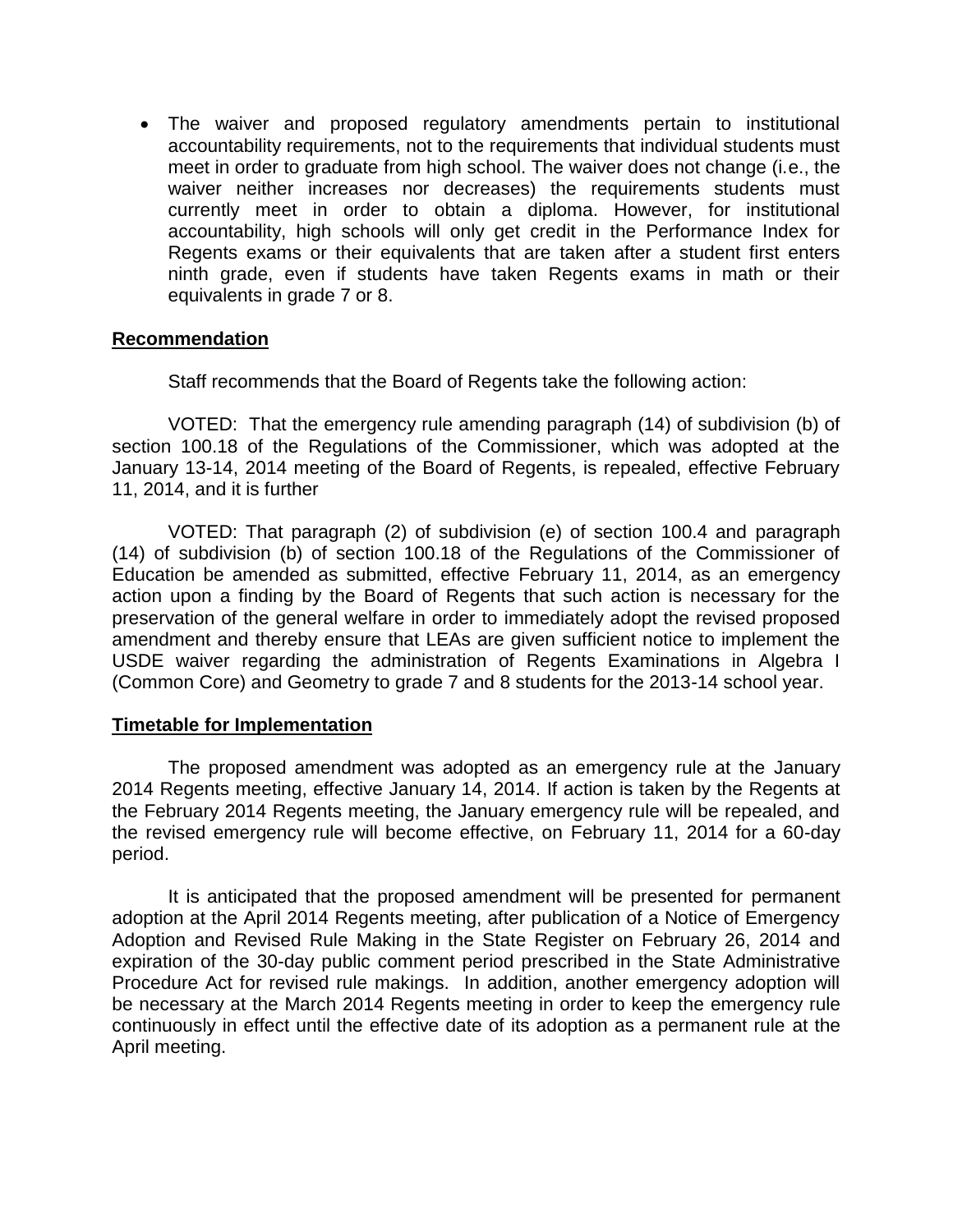- The waiver and proposed regulatory amendments pertain to institutional accountability requirements, not to the requirements that individual students must meet in order to graduate from high school. The waiver does not change (i.e., the waiver neither increases nor decreases) the requirements students must currently meet in order to obtain a diploma. However, for institutional accountability, high schools will only get credit in the Performance Index for Regents exams or their equivalents that are taken after a student first enters ninth grade, even if students have taken Regents exams in math or their equivalents in grade 7 or 8.

**Recommendation**

Staff recommends that the Board of Regents take the following action:

VOTED: That the emergency rule amending paragraph (14) of subdivision (b) of section 100.18 of the Regulations of the Commissioner, which was adopted at the January 13-14, 2014 meeting of the Board of Regents, is repealed, effective February 11, 2014, and it is further

VOTED: That paragraph (2) of subdivision (e) of section 100.4 and paragraph (14) of subdivision (b) of section 100.18 of the Regulations of the Commissioner of Education be amended as submitted, effective February 11, 2014, as an emergency action upon a finding by the Board of Regents that such action is necessary for the preservation of the general welfare in order to immediately adopt the revised proposed amendment and thereby ensure that LEAs are given sufficient notice to implement the USDE waiver regarding the administration of Regents Examinations in Algebra I (Common Core) and Geometry to grade 7 and 8 students for the 2013-14 school year.

**Timetable for Implementation**

The proposed amendment was adopted as an emergency rule at the January 2014 Regents meeting, effective January 14, 2014. If action is taken by the Regents at the February 2014 Regents meeting, the January emergency rule will be repealed, and the revised emergency rule will become effective, on February 11, 2014 for a 60-day period.

It is anticipated that the proposed amendment will be presented for permanent adoption at the April 2014 Regents meeting, after publication of a Notice of Emergency Adoption and Revised Rule Making in the State Register on February 26, 2014 and expiration of the 30-day public comment period prescribed in the State Administrative Procedure Act for revised rule makings. In addition, another emergency adoption will be necessary at the March 2014 Regents meeting in order to keep the emergency rule continuously in effect until the effective date of its adoption as a permanent rule at the April meeting.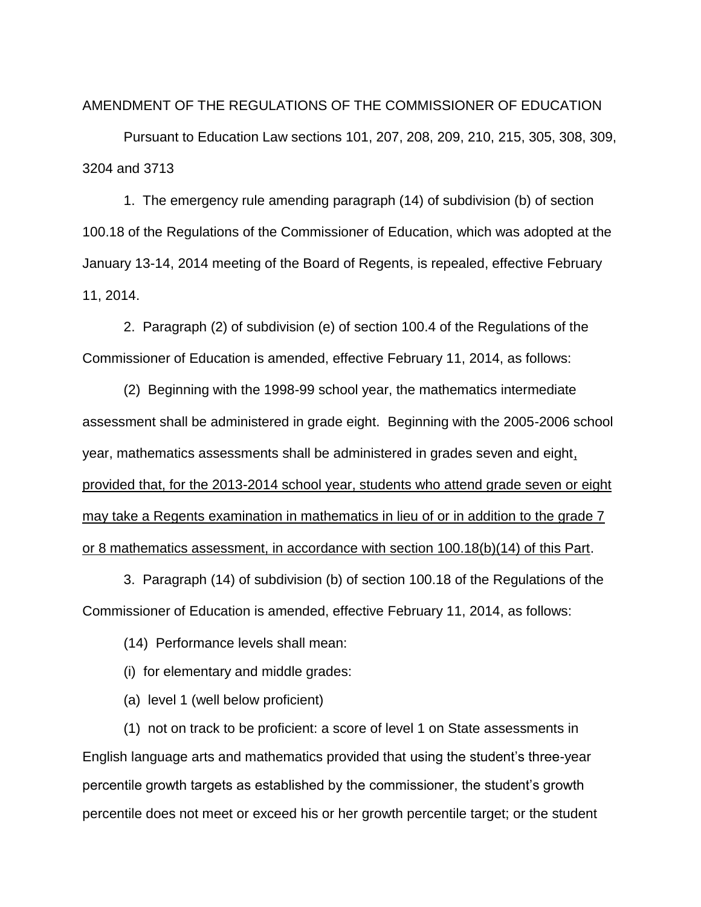AMENDMENT OF THE REGULATIONS OF THE COMMISSIONER OF EDUCATION

Pursuant to Education Law sections 101, 207, 208, 209, 210, 215, 305, 308, 309, 3204 and 3713

1. The emergency rule amending paragraph (14) of subdivision (b) of section 100.18 of the Regulations of the Commissioner of Education, which was adopted at the January 13-14, 2014 meeting of the Board of Regents, is repealed, effective February 11, 2014.

2. Paragraph (2) of subdivision (e) of section 100.4 of the Regulations of the Commissioner of Education is amended, effective February 11, 2014, as follows:

(2) Beginning with the 1998-99 school year, the mathematics intermediate assessment shall be administered in grade eight. Beginning with the 2005-2006 school year, mathematics assessments shall be administered in grades seven and eight, provided that, for the 2013-2014 school year, students who attend grade seven or eight may take a Regents examination in mathematics in lieu of or in addition to the grade 7 or 8 mathematics assessment, in accordance with section 100.18(b)(14) of this Part.

3. Paragraph (14) of subdivision (b) of section 100.18 of the Regulations of the Commissioner of Education is amended, effective February 11, 2014, as follows:

(14) Performance levels shall mean:

(i) for elementary and middle grades:

(a) level 1 (well below proficient)

(1) not on track to be proficient: a score of level 1 on State assessments in English language arts and mathematics provided that using the student's three-year percentile growth targets as established by the commissioner, the student's growth percentile does not meet or exceed his or her growth percentile target; or the student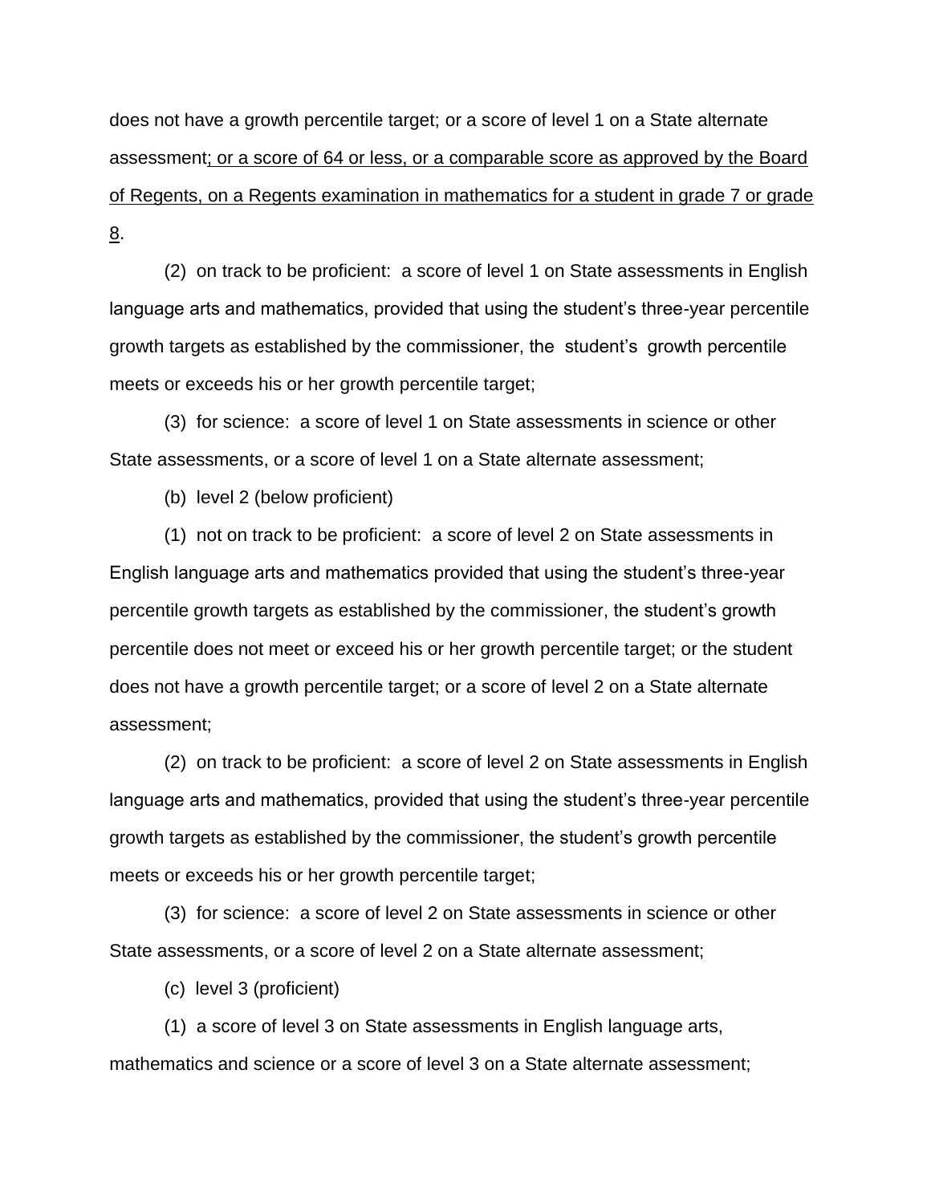does not have a growth percentile target; or a score of level 1 on a State alternate assessment<u>; or a score of 64 or less, or a comparable score as approved by the Board of Regents, on a Regents examination in mathematics for a student in grade 7 or grade 8</u>.

(2) on track to be proficient: a score of level 1 on State assessments in English language arts and mathematics, provided that using the student's three-year percentile growth targets as established by the commissioner, the student's growth percentile meets or exceeds his or her growth percentile target;

(3) for science: a score of level 1 on State assessments in science or other State assessments, or a score of level 1 on a State alternate assessment;

(b) level 2 (below proficient)

(1) not on track to be proficient: a score of level 2 on State assessments in English language arts and mathematics provided that using the student's three-year percentile growth targets as established by the commissioner, the student's growth percentile does not meet or exceed his or her growth percentile target; or the student does not have a growth percentile target; or a score of level 2 on a State alternate assessment;

(2) on track to be proficient: a score of level 2 on State assessments in English language arts and mathematics, provided that using the student's three-year percentile growth targets as established by the commissioner, the student's growth percentile meets or exceeds his or her growth percentile target;

(3) for science: a score of level 2 on State assessments in science or other State assessments, or a score of level 2 on a State alternate assessment;

(c) level 3 (proficient)

(1) a score of level 3 on State assessments in English language arts, mathematics and science or a score of level 3 on a State alternate assessment;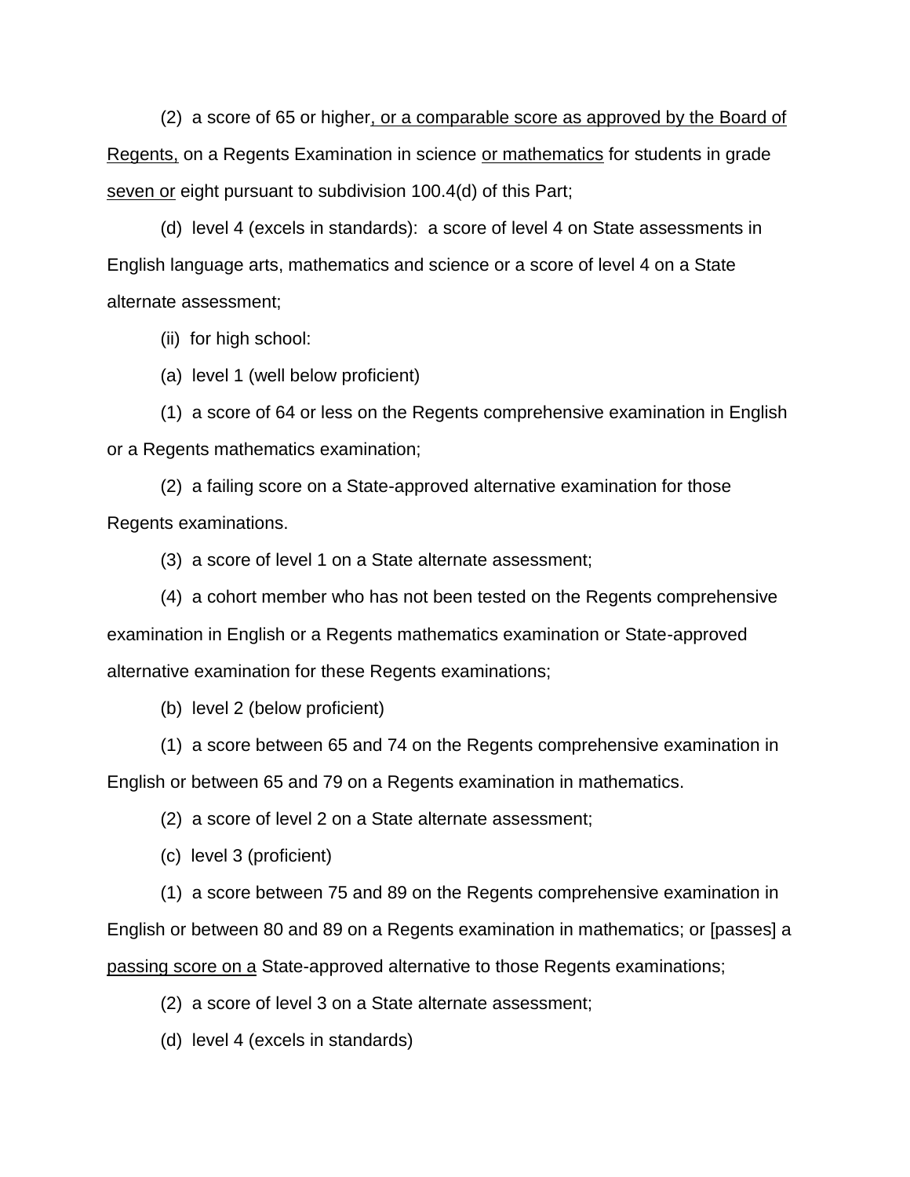(2) a score of 65 or higher<u>, or a comparable score as approved by the Board of Regents,</u> on a Regents Examination in science <u>or mathematics</u> for students in grade <u>seven or</u> eight pursuant to subdivision 100.4(d) of this Part;

(d) level 4 (excels in standards): a score of level 4 on State assessments in English language arts, mathematics and science or a score of level 4 on a State alternate assessment;

(ii) for high school:

(a) level 1 (well below proficient)

(1) a score of 64 or less on the Regents comprehensive examination in English or a Regents mathematics examination;

(2) a failing score on a State-approved alternative examination for those Regents examinations.

(3) a score of level 1 on a State alternate assessment;

(4) a cohort member who has not been tested on the Regents comprehensive examination in English or a Regents mathematics examination or State-approved alternative examination for these Regents examinations;

(b) level 2 (below proficient)

(1) a score between 65 and 74 on the Regents comprehensive examination in English or between 65 and 79 on a Regents examination in mathematics.

(2) a score of level 2 on a State alternate assessment;

(c) level 3 (proficient)

(1) a score between 75 and 89 on the Regents comprehensive examination in English or between 80 and 89 on a Regents examination in mathematics; or [passes] a <u>passing score on a</u> State-approved alternative to those Regents examinations;

(2) a score of level 3 on a State alternate assessment;

(d) level 4 (excels in standards)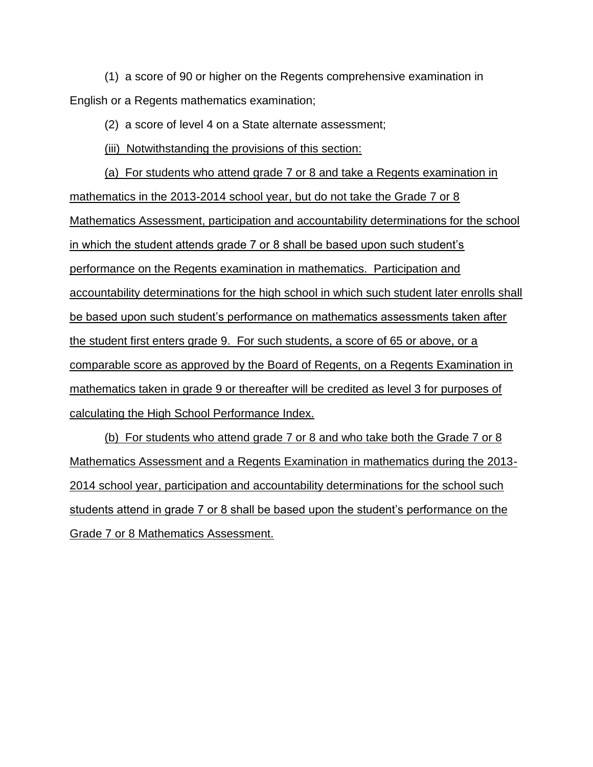(1) a score of 90 or higher on the Regents comprehensive examination in English or a Regents mathematics examination;

(2) a score of level 4 on a State alternate assessment;

<u>(iii) Notwithstanding the provisions of this section:</u>

<u>(a) For students who attend grade 7 or 8 and take a Regents examination in mathematics in the 2013-2014 school year, but do not take the Grade 7 or 8 Mathematics Assessment, participation and accountability determinations for the school in which the student attends grade 7 or 8 shall be based upon such student's performance on the Regents examination in mathematics. Participation and accountability determinations for the high school in which such student later enrolls shall be based upon such student's performance on mathematics assessments taken after the student first enters grade 9. For such students, a score of 65 or above, or a comparable score as approved by the Board of Regents, on a Regents Examination in mathematics taken in grade 9 or thereafter will be credited as level 3 for purposes of calculating the High School Performance Index.</u>

<u>(b) For students who attend grade 7 or 8 and who take both the Grade 7 or 8 Mathematics Assessment and a Regents Examination in mathematics during the 2013-2014 school year, participation and accountability determinations for the school such students attend in grade 7 or 8 shall be based upon the student's performance on the Grade 7 or 8 Mathematics Assessment.</u>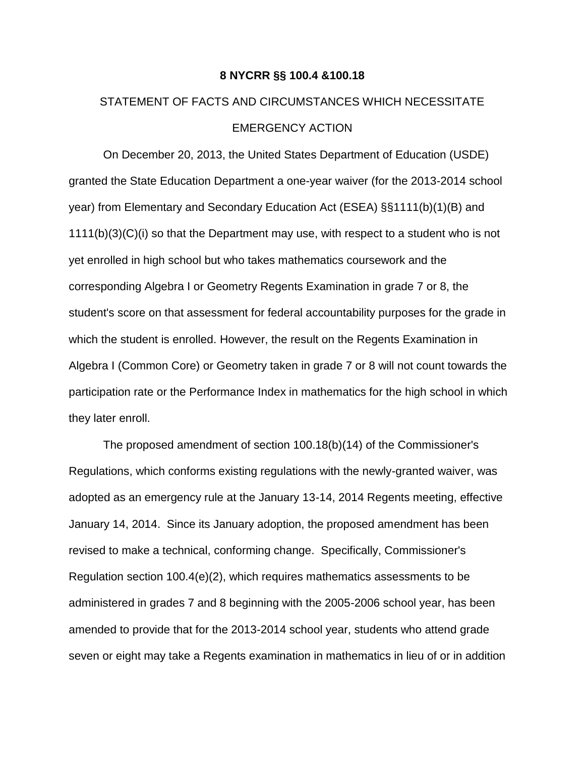**8 NYCRR §§ 100.4 &100.18**

STATEMENT OF FACTS AND CIRCUMSTANCES WHICH NECESSITATE EMERGENCY ACTION

On December 20, 2013, the United States Department of Education (USDE) granted the State Education Department a one-year waiver (for the 2013-2014 school year) from Elementary and Secondary Education Act (ESEA) §§1111(b)(1)(B) and 1111(b)(3)(C)(i) so that the Department may use, with respect to a student who is not yet enrolled in high school but who takes mathematics coursework and the corresponding Algebra I or Geometry Regents Examination in grade 7 or 8, the student's score on that assessment for federal accountability purposes for the grade in which the student is enrolled. However, the result on the Regents Examination in Algebra I (Common Core) or Geometry taken in grade 7 or 8 will not count towards the participation rate or the Performance Index in mathematics for the high school in which they later enroll.

The proposed amendment of section 100.18(b)(14) of the Commissioner's Regulations, which conforms existing regulations with the newly-granted waiver, was adopted as an emergency rule at the January 13-14, 2014 Regents meeting, effective January 14, 2014. Since its January adoption, the proposed amendment has been revised to make a technical, conforming change. Specifically, Commissioner's Regulation section 100.4(e)(2), which requires mathematics assessments to be administered in grades 7 and 8 beginning with the 2005-2006 school year, has been amended to provide that for the 2013-2014 school year, students who attend grade seven or eight may take a Regents examination in mathematics in lieu of or in addition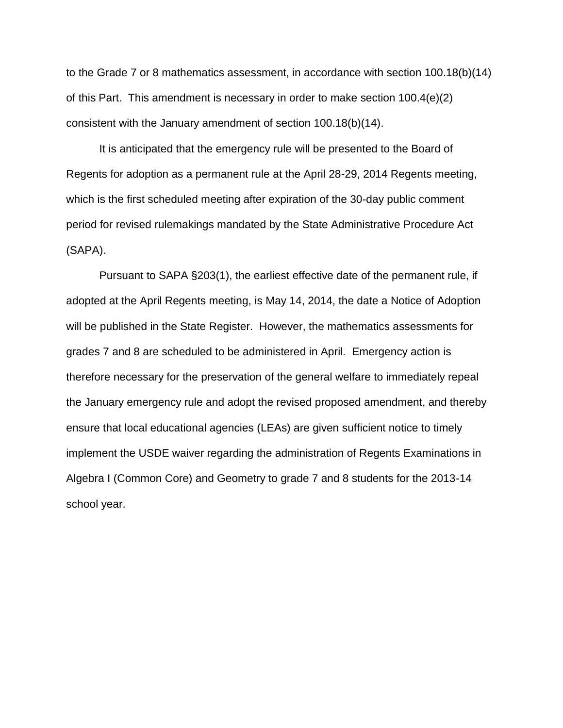to the Grade 7 or 8 mathematics assessment, in accordance with section 100.18(b)(14) of this Part. This amendment is necessary in order to make section 100.4(e)(2) consistent with the January amendment of section 100.18(b)(14).

It is anticipated that the emergency rule will be presented to the Board of Regents for adoption as a permanent rule at the April 28-29, 2014 Regents meeting, which is the first scheduled meeting after expiration of the 30-day public comment period for revised rulemakings mandated by the State Administrative Procedure Act (SAPA).

Pursuant to SAPA §203(1), the earliest effective date of the permanent rule, if adopted at the April Regents meeting, is May 14, 2014, the date a Notice of Adoption will be published in the State Register. However, the mathematics assessments for grades 7 and 8 are scheduled to be administered in April. Emergency action is therefore necessary for the preservation of the general welfare to immediately repeal the January emergency rule and adopt the revised proposed amendment, and thereby ensure that local educational agencies (LEAs) are given sufficient notice to timely implement the USDE waiver regarding the administration of Regents Examinations in Algebra I (Common Core) and Geometry to grade 7 and 8 students for the 2013-14 school year.